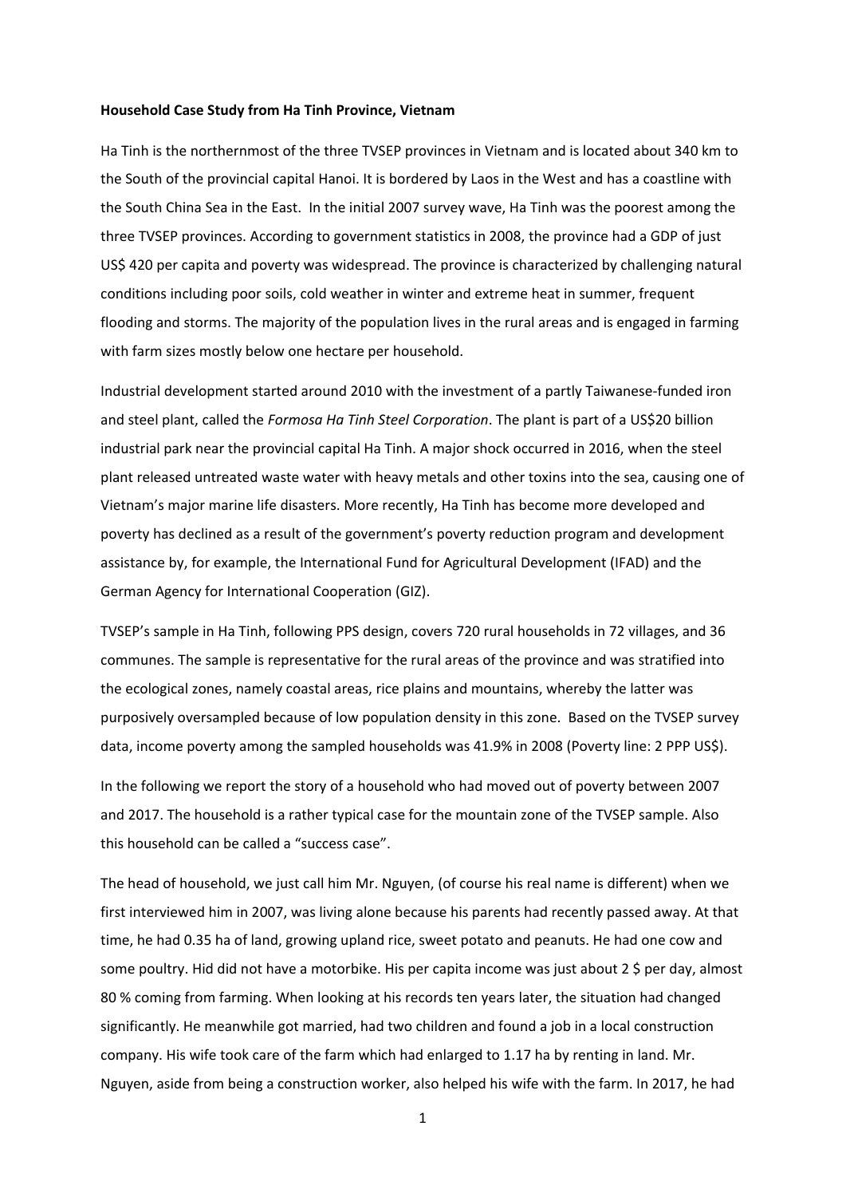**Household Case Study from Ha Tinh Province, Vietnam**

Ha Tinh is the northernmost of the three TVSEP provinces in Vietnam and is located about 340 km to the South of the provincial capital Hanoi. It is bordered by Laos in the West and has a coastline with the South China Sea in the East. In the initial 2007 survey wave, Ha Tinh was the poorest among the three TVSEP provinces. According to government statistics in 2008, the province had a GDP of just US$ 420 per capita and poverty was widespread. The province is characterized by challenging natural conditions including poor soils, cold weather in winter and extreme heat in summer, frequent flooding and storms. The majority of the population lives in the rural areas and is engaged in farming with farm sizes mostly below one hectare per household.

Industrial development started around 2010 with the investment of a partly Taiwanese-funded iron and steel plant, called the *Formosa Ha Tinh Steel Corporation*. The plant is part of a US$20 billion industrial park near the provincial capital Ha Tinh. A major shock occurred in 2016, when the steel plant released untreated waste water with heavy metals and other toxins into the sea, causing one of Vietnam's major marine life disasters. More recently, Ha Tinh has become more developed and poverty has declined as a result of the government's poverty reduction program and development assistance by, for example, the International Fund for Agricultural Development (IFAD) and the German Agency for International Cooperation (GIZ).

TVSEP's sample in Ha Tinh, following PPS design, covers 720 rural households in 72 villages, and 36 communes. The sample is representative for the rural areas of the province and was stratified into the ecological zones, namely coastal areas, rice plains and mountains, whereby the latter was purposively oversampled because of low population density in this zone. Based on the TVSEP survey data, income poverty among the sampled households was 41.9% in 2008 (Poverty line: 2 PPP US$).

In the following we report the story of a household who had moved out of poverty between 2007 and 2017. The household is a rather typical case for the mountain zone of the TVSEP sample. Also this household can be called a "success case".

The head of household, we just call him Mr. Nguyen, (of course his real name is different) when we first interviewed him in 2007, was living alone because his parents had recently passed away. At that time, he had 0.35 ha of land, growing upland rice, sweet potato and peanuts. He had one cow and some poultry. Hid did not have a motorbike. His per capita income was just about 2 $ per day, almost 80 % coming from farming. When looking at his records ten years later, the situation had changed significantly. He meanwhile got married, had two children and found a job in a local construction company. His wife took care of the farm which had enlarged to 1.17 ha by renting in land. Mr. Nguyen, aside from being a construction worker, also helped his wife with the farm. In 2017, he had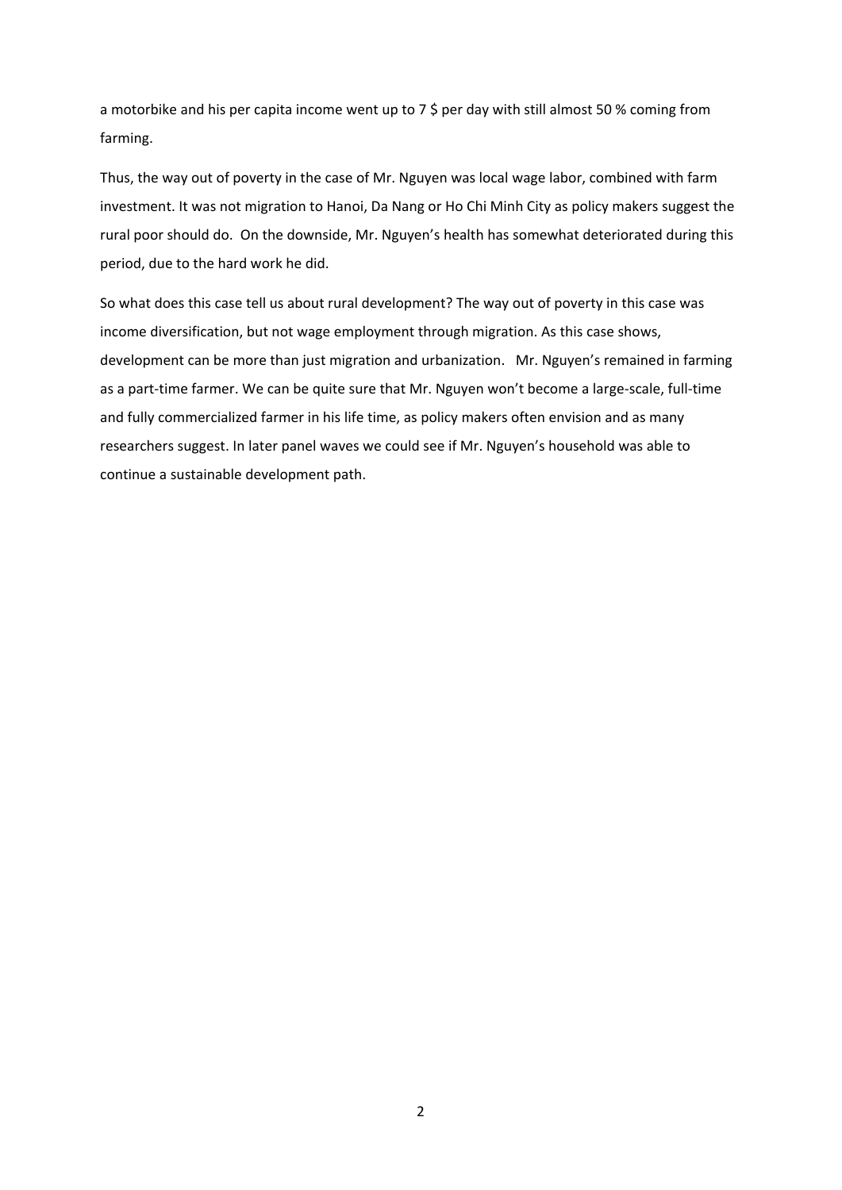a motorbike and his per capita income went up to 7 $ per day with still almost 50 % coming from farming.

Thus, the way out of poverty in the case of Mr. Nguyen was local wage labor, combined with farm investment. It was not migration to Hanoi, Da Nang or Ho Chi Minh City as policy makers suggest the rural poor should do. On the downside, Mr. Nguyen's health has somewhat deteriorated during this period, due to the hard work he did.

So what does this case tell us about rural development? The way out of poverty in this case was income diversification, but not wage employment through migration. As this case shows, development can be more than just migration and urbanization. Mr. Nguyen's remained in farming as a part-time farmer. We can be quite sure that Mr. Nguyen won't become a large-scale, full-time and fully commercialized farmer in his life time, as policy makers often envision and as many researchers suggest. In later panel waves we could see if Mr. Nguyen's household was able to continue a sustainable development path.